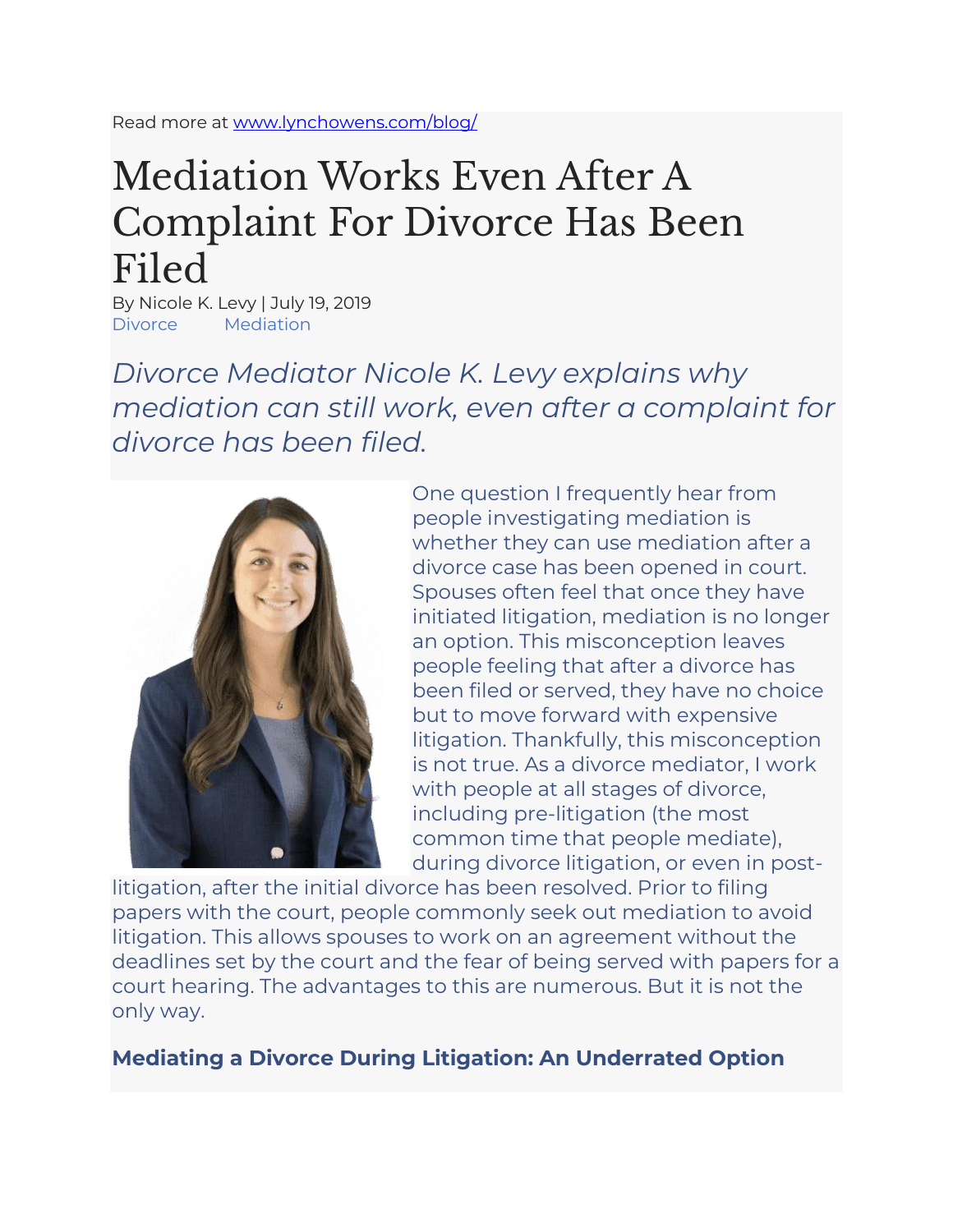Read more at www.lynchowens.com/blog/

# Mediation Works Even After A Complaint For Divorce Has Been Filed

By Nicole K. Levy | July 19, 2019
Divorce Mediation

*Divorce Mediator Nicole K. Levy explains why mediation can still work, even after a complaint for divorce has been filed.*

One question I frequently hear from people investigating mediation is whether they can use mediation after a divorce case has been opened in court. Spouses often feel that once they have initiated litigation, mediation is no longer an option. This misconception leaves people feeling that after a divorce has been filed or served, they have no choice but to move forward with expensive litigation. Thankfully, this misconception is not true. As a divorce mediator, I work with people at all stages of divorce, including pre-litigation (the most common time that people mediate), during divorce litigation, or even in post-litigation, after the initial divorce has been resolved. Prior to filing papers with the court, people commonly seek out mediation to avoid litigation. This allows spouses to work on an agreement without the deadlines set by the court and the fear of being served with papers for a court hearing. The advantages to this are numerous. But it is not the only way.

### Mediating a Divorce During Litigation: An Underrated Option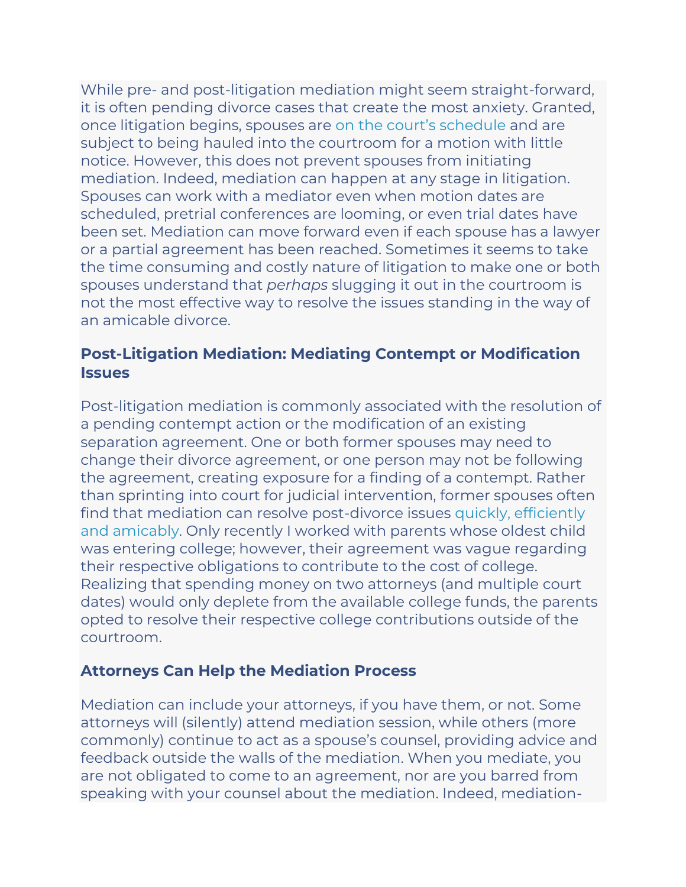While pre- and post-litigation mediation might seem straight-forward, it is often pending divorce cases that create the most anxiety. Granted, once litigation begins, spouses are on the court's schedule and are subject to being hauled into the courtroom for a motion with little notice. However, this does not prevent spouses from initiating mediation. Indeed, mediation can happen at any stage in litigation. Spouses can work with a mediator even when motion dates are scheduled, pretrial conferences are looming, or even trial dates have been set. Mediation can move forward even if each spouse has a lawyer or a partial agreement has been reached. Sometimes it seems to take the time consuming and costly nature of litigation to make one or both spouses understand that *perhaps* slugging it out in the courtroom is not the most effective way to resolve the issues standing in the way of an amicable divorce.

### Post-Litigation Mediation: Mediating Contempt or Modification Issues

Post-litigation mediation is commonly associated with the resolution of a pending contempt action or the modification of an existing separation agreement. One or both former spouses may need to change their divorce agreement, or one person may not be following the agreement, creating exposure for a finding of a contempt. Rather than sprinting into court for judicial intervention, former spouses often find that mediation can resolve post-divorce issues quickly, efficiently and amicably. Only recently I worked with parents whose oldest child was entering college; however, their agreement was vague regarding their respective obligations to contribute to the cost of college. Realizing that spending money on two attorneys (and multiple court dates) would only deplete from the available college funds, the parents opted to resolve their respective college contributions outside of the courtroom.

### Attorneys Can Help the Mediation Process

Mediation can include your attorneys, if you have them, or not. Some attorneys will (silently) attend mediation session, while others (more commonly) continue to act as a spouse's counsel, providing advice and feedback outside the walls of the mediation. When you mediate, you are not obligated to come to an agreement, nor are you barred from speaking with your counsel about the mediation. Indeed, mediation-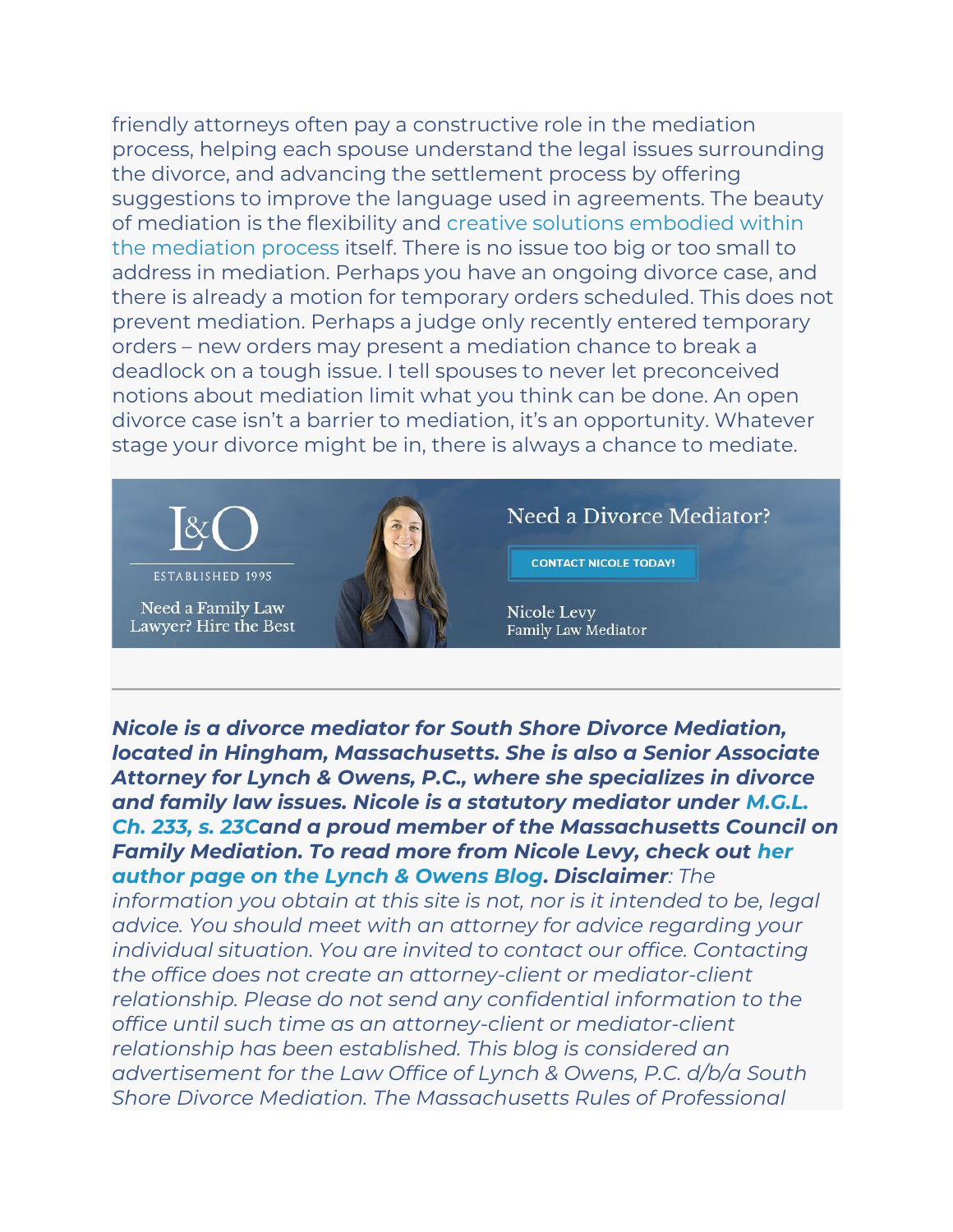friendly attorneys often pay a constructive role in the mediation process, helping each spouse understand the legal issues surrounding the divorce, and advancing the settlement process by offering suggestions to improve the language used in agreements. The beauty of mediation is the flexibility and creative solutions embodied within the mediation process itself. There is no issue too big or too small to address in mediation. Perhaps you have an ongoing divorce case, and there is already a motion for temporary orders scheduled. This does not prevent mediation. Perhaps a judge only recently entered temporary orders – new orders may present a mediation chance to break a deadlock on a tough issue. I tell spouses to never let preconceived notions about mediation limit what you think can be done. An open divorce case isn't a barrier to mediation, it's an opportunity. Whatever stage your divorce might be in, there is always a chance to mediate.

L&O

ESTABLISHED 1995

Need a Family Law Lawyer? Hire the Best

Need a Divorce Mediator?

CONTACT NICOLE TODAY!

Nicole Levy
Family Law Mediator

---

***Nicole is a divorce mediator for South Shore Divorce Mediation, located in Hingham, Massachusetts. She is also a Senior Associate Attorney for Lynch & Owens, P.C., where she specializes in divorce and family law issues. Nicole is a statutory mediator under M.G.L. Ch. 233, s. 23Cand a proud member of the Massachusetts Council on Family Mediation. To read more from Nicole Levy, check out her author page on the Lynch & Owens Blog. Disclaimer****: The information you obtain at this site is not, nor is it intended to be, legal advice. You should meet with an attorney for advice regarding your individual situation. You are invited to contact our office. Contacting the office does not create an attorney-client or mediator-client relationship. Please do not send any confidential information to the office until such time as an attorney-client or mediator-client relationship has been established. This blog is considered an advertisement for the Law Office of Lynch & Owens, P.C. d/b/a South Shore Divorce Mediation. The Massachusetts Rules of Professional*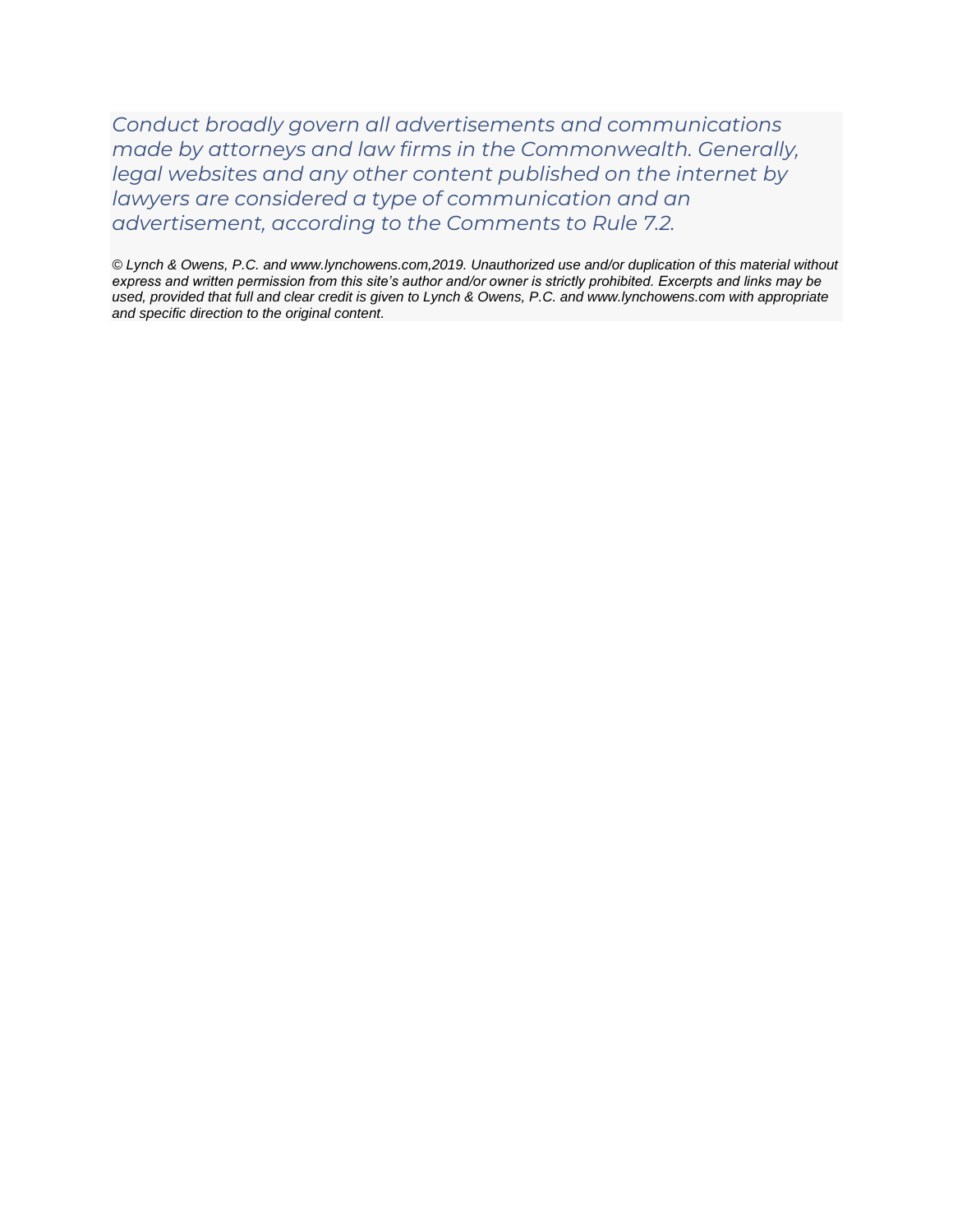*Conduct broadly govern all advertisements and communications made by attorneys and law firms in the Commonwealth. Generally, legal websites and any other content published on the internet by lawyers are considered a type of communication and an advertisement, according to the Comments to Rule 7.2.*

*© Lynch & Owens, P.C. and www.lynchowens.com,2019. Unauthorized use and/or duplication of this material without express and written permission from this site's author and/or owner is strictly prohibited. Excerpts and links may be used, provided that full and clear credit is given to Lynch & Owens, P.C. and www.lynchowens.com with appropriate and specific direction to the original content.*